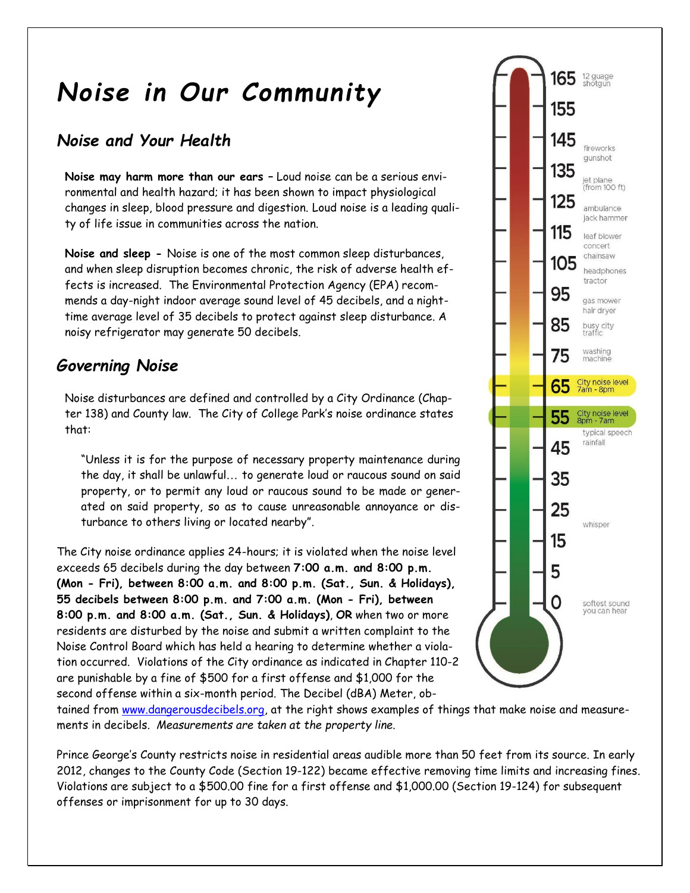# *Noise in Our Community*

## *Noise and Your Health*

**Noise may harm more than our ears –** Loud noise can be a serious environmental and health hazard; it has been shown to impact physiological changes in sleep, blood pressure and digestion. Loud noise is a leading quality of life issue in communities across the nation.

**Noise and sleep -** Noise is one of the most common sleep disturbances, and when sleep disruption becomes chronic, the risk of adverse health effects is increased. The Environmental Protection Agency (EPA) recommends a day-night indoor average sound level of 45 decibels, and a night-time average level of 35 decibels to protect against sleep disturbance. A noisy refrigerator may generate 50 decibels.

## *Governing Noise*

Noise disturbances are defined and controlled by a City Ordinance (Chapter 138) and County law. The City of College Park's noise ordinance states that:

> "Unless it is for the purpose of necessary property maintenance during the day, it shall be unlawful… to generate loud or raucous sound on said property, or to permit any loud or raucous sound to be made or generated on said property, so as to cause unreasonable annoyance or disturbance to others living or located nearby".

The City noise ordinance applies 24-hours; it is violated when the noise level exceeds 65 decibels during the day between **7:00 a.m. and 8:00 p.m. (Mon - Fri), between 8:00 a.m. and 8:00 p.m. (Sat., Sun. & Holidays), 55 decibels between 8:00 p.m. and 7:00 a.m. (Mon - Fri), between 8:00 p.m. and 8:00 a.m. (Sat., Sun. & Holidays)**, **OR** when two or more residents are disturbed by the noise and submit a written complaint to the Noise Control Board which has held a hearing to determine whether a violation occurred. Violations of the City ordinance as indicated in Chapter 110-2 are punishable by a fine of $500 for a first offense and $1,000 for the second offense within a six-month period. The Decibel (dBA) Meter, obtained from www.dangerousdecibels.org, at the right shows examples of things that make noise and measurements in decibels. *Measurements are taken at the property line.*

| Decibels | Examples |
|---|---|
| 165 | 12 guage shotgun |
| 155 | |
| 145 | fireworks, gunshot |
| 135 | jet plane (from 100 ft) |
| 125 | ambulance, jack hammer |
| 115 | leaf blower, concert, chainsaw |
| 105 | headphones, tractor |
| 95 | gas mower, hair dryer |
| 85 | busy city traffic |
| 75 | washing machine |
| 65 | City noise level 7am - 8pm |
| 55 | City noise level 8pm - 7am; typical speech, rainfall |
| 45 | |
| 35 | |
| 25 | whisper |
| 15 | |
| 5 | |
| 0 | softest sound you can hear |

Prince George's County restricts noise in residential areas audible more than 50 feet from its source. In early 2012, changes to the County Code (Section 19-122) became effective removing time limits and increasing fines. Violations are subject to a $500.00 fine for a first offense and $1,000.00 (Section 19-124) for subsequent offenses or imprisonment for up to 30 days.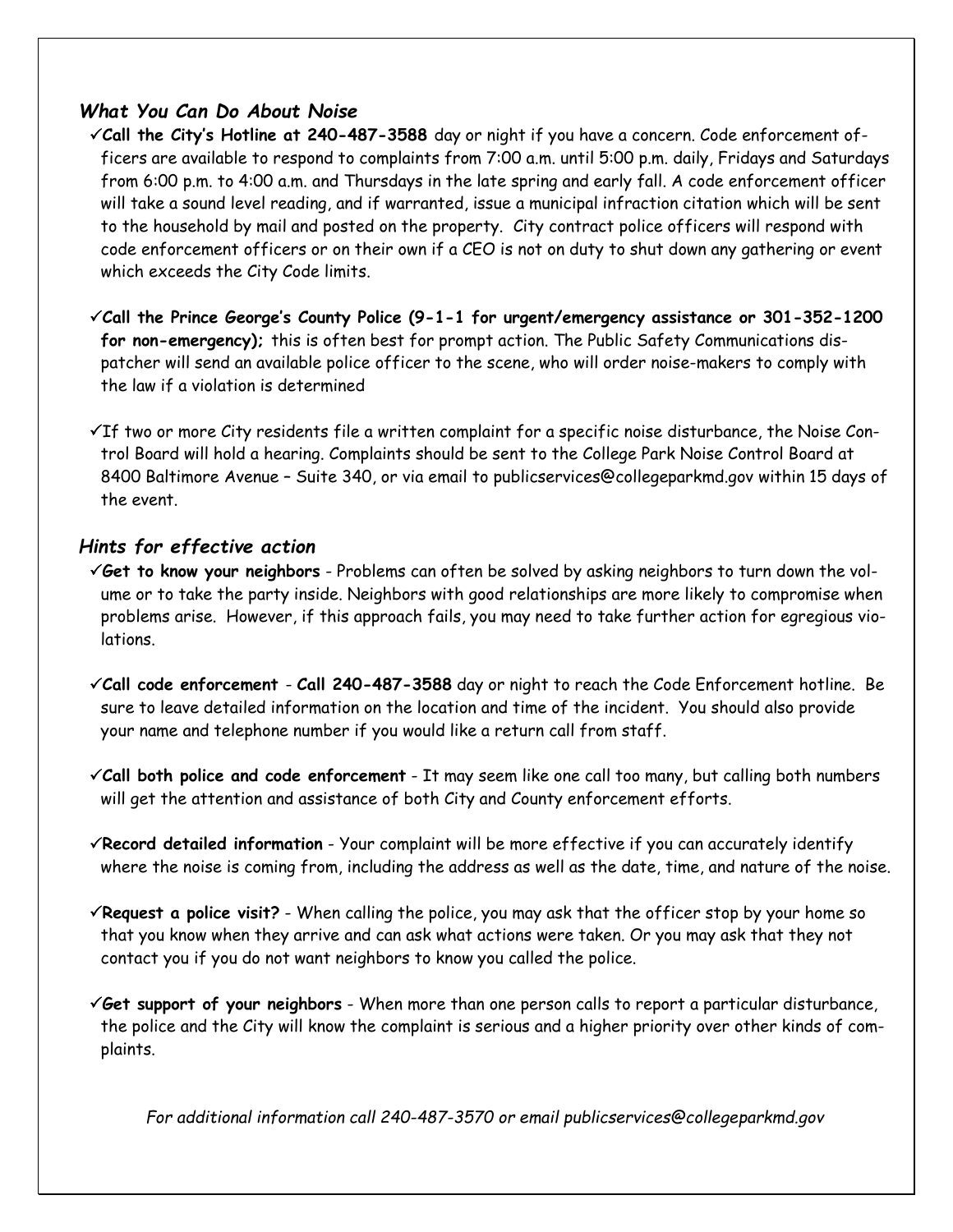## *What You Can Do About Noise*

- ✓**Call the City's Hotline at 240-487-3588** day or night if you have a concern. Code enforcement officers are available to respond to complaints from 7:00 a.m. until 5:00 p.m. daily, Fridays and Saturdays from 6:00 p.m. to 4:00 a.m. and Thursdays in the late spring and early fall. A code enforcement officer will take a sound level reading, and if warranted, issue a municipal infraction citation which will be sent to the household by mail and posted on the property. City contract police officers will respond with code enforcement officers or on their own if a CEO is not on duty to shut down any gathering or event which exceeds the City Code limits.

- ✓**Call the Prince George's County Police (9-1-1 for urgent/emergency assistance or 301-352-1200 for non-emergency);** this is often best for prompt action. The Public Safety Communications dispatcher will send an available police officer to the scene, who will order noise-makers to comply with the law if a violation is determined

- ✓If two or more City residents file a written complaint for a specific noise disturbance, the Noise Control Board will hold a hearing. Complaints should be sent to the College Park Noise Control Board at 8400 Baltimore Avenue – Suite 340, or via email to publicservices@collegeparkmd.gov within 15 days of the event.

## *Hints for effective action*

- ✓**Get to know your neighbors** - Problems can often be solved by asking neighbors to turn down the volume or to take the party inside. Neighbors with good relationships are more likely to compromise when problems arise. However, if this approach fails, you may need to take further action for egregious violations.

- ✓**Call code enforcement** - **Call 240-487-3588** day or night to reach the Code Enforcement hotline. Be sure to leave detailed information on the location and time of the incident. You should also provide your name and telephone number if you would like a return call from staff.

- ✓**Call both police and code enforcement** - It may seem like one call too many, but calling both numbers will get the attention and assistance of both City and County enforcement efforts.

- ✓**Record detailed information** - Your complaint will be more effective if you can accurately identify where the noise is coming from, including the address as well as the date, time, and nature of the noise.

- ✓**Request a police visit?** - When calling the police, you may ask that the officer stop by your home so that you know when they arrive and can ask what actions were taken. Or you may ask that they not contact you if you do not want neighbors to know you called the police.

- ✓**Get support of your neighbors** - When more than one person calls to report a particular disturbance, the police and the City will know the complaint is serious and a higher priority over other kinds of complaints.

*For additional information call 240-487-3570 or email publicservices@collegeparkmd.gov*